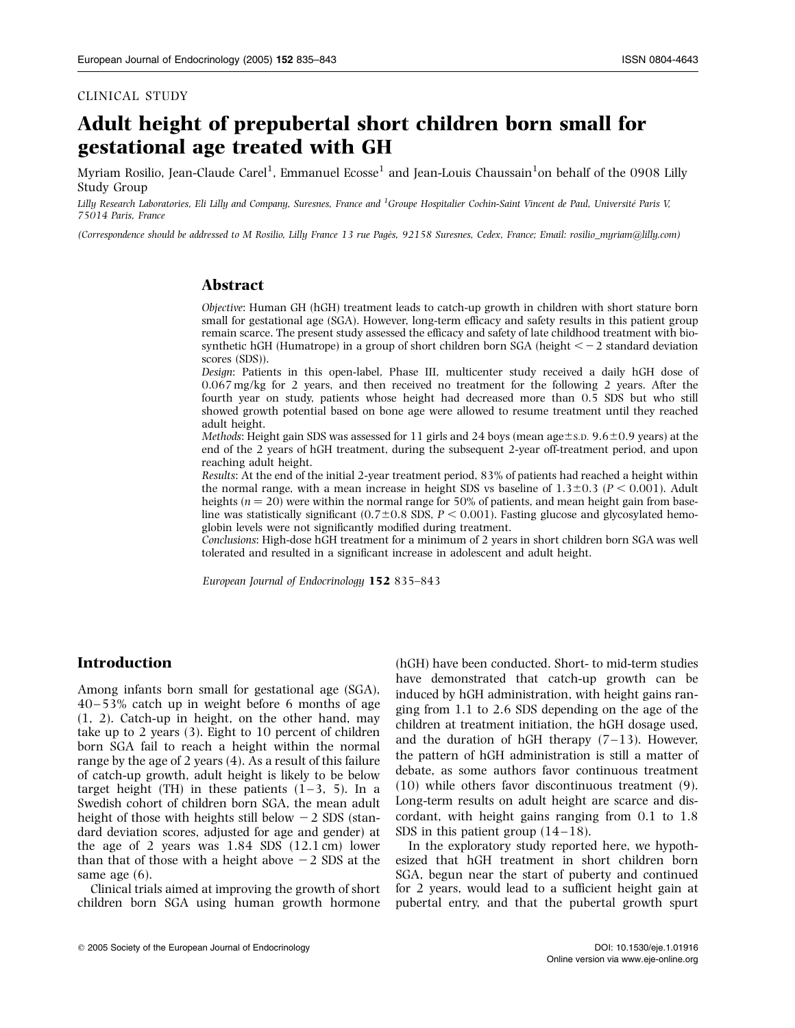CLINICAL STUDY

# Adult height of prepubertal short children born small for gestational age treated with GH

Myriam Rosilio, Jean-Claude Carel[1], Emmanuel Ecosse[1] and Jean-Louis Chaussain[1] on behalf of the 0908 Lilly Study Group

*Lilly Research Laboratories, Eli Lilly and Company, Suresnes, France and [1]Groupe Hospitalier Cochin-Saint Vincent de Paul, Université Paris V, 75014 Paris, France*

*(Correspondence should be addressed to M Rosilio, Lilly France 13 rue Pagès, 92158 Suresnes, Cedex, France; Email: rosilio_myriam@lilly.com)*

## Abstract

*Objective*: Human GH (hGH) treatment leads to catch-up growth in children with short stature born small for gestational age (SGA). However, long-term efficacy and safety results in this patient group remain scarce. The present study assessed the efficacy and safety of late childhood treatment with biosynthetic hGH (Humatrope) in a group of short children born SGA (height $< -2$ standard deviation scores (SDS)).

*Design*: Patients in this open-label, Phase III, multicenter study received a daily hGH dose of 0.067 mg/kg for 2 years, and then received no treatment for the following 2 years. After the fourth year on study, patients whose height had decreased more than 0.5 SDS but who still showed growth potential based on bone age were allowed to resume treatment until they reached adult height.

*Methods*: Height gain SDS was assessed for 11 girls and 24 boys (mean age±S.D. 9.6±0.9 years) at the end of the 2 years of hGH treatment, during the subsequent 2-year off-treatment period, and upon reaching adult height.

*Results*: At the end of the initial 2-year treatment period, 83% of patients had reached a height within the normal range, with a mean increase in height SDS vs baseline of 1.3±0.3 ($P < 0.001$). Adult heights ($n = 20$) were within the normal range for 50% of patients, and mean height gain from baseline was statistically significant (0.7±0.8 SDS, $P < 0.001$). Fasting glucose and glycosylated hemoglobin levels were not significantly modified during treatment.

*Conclusions*: High-dose hGH treatment for a minimum of 2 years in short children born SGA was well tolerated and resulted in a significant increase in adolescent and adult height.

*European Journal of Endocrinology* **152** 835–843

## Introduction

Among infants born small for gestational age (SGA), 40–53% catch up in weight before 6 months of age (1, 2). Catch-up in height, on the other hand, may take up to 2 years (3). Eight to 10 percent of children born SGA fail to reach a height within the normal range by the age of 2 years (4). As a result of this failure of catch-up growth, adult height is likely to be below target height (TH) in these patients (1–3, 5). In a Swedish cohort of children born SGA, the mean adult height of those with heights still below $-2$ SDS (standard deviation scores, adjusted for age and gender) at the age of 2 years was 1.84 SDS (12.1 cm) lower than that of those with a height above $-2$ SDS at the same age (6).

Clinical trials aimed at improving the growth of short children born SGA using human growth hormone (hGH) have been conducted. Short- to mid-term studies have demonstrated that catch-up growth can be induced by hGH administration, with height gains ranging from 1.1 to 2.6 SDS depending on the age of the children at treatment initiation, the hGH dosage used, and the duration of hGH therapy (7–13). However, the pattern of hGH administration is still a matter of debate, as some authors favor continuous treatment (10) while others favor discontinuous treatment (9). Long-term results on adult height are scarce and discordant, with height gains ranging from 0.1 to 1.8 SDS in this patient group (14–18).

In the exploratory study reported here, we hypothesized that hGH treatment in short children born SGA, begun near the start of puberty and continued for 2 years, would lead to a sufficient height gain at pubertal entry, and that the pubertal growth spurt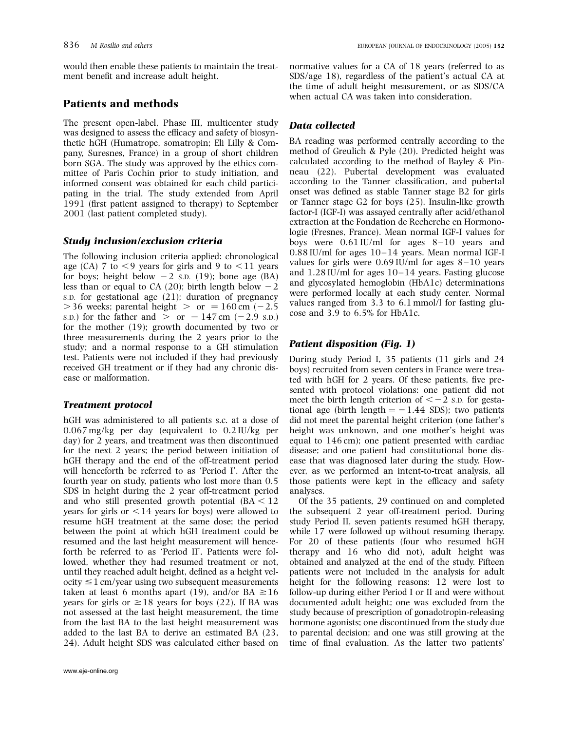would then enable these patients to maintain the treatment benefit and increase adult height.

## Patients and methods

The present open-label, Phase III, multicenter study was designed to assess the efficacy and safety of biosynthetic hGH (Humatrope, somatropin; Eli Lilly & Company, Suresnes, France) in a group of short children born SGA. The study was approved by the ethics committee of Paris Cochin prior to study initiation, and informed consent was obtained for each child participating in the trial. The study extended from April 1991 (first patient assigned to therapy) to September 2001 (last patient completed study).

### *Study inclusion/exclusion criteria*

The following inclusion criteria applied: chronological age (CA) 7 to $<9$ years for girls and 9 to $<11$ years for boys; height below $-2$ S.D. (19); bone age (BA) less than or equal to CA (20); birth length below $-2$ S.D. for gestational age (21); duration of pregnancy $>36$ weeks; parental height $>$ or $=160$ cm ($-2.5$ S.D.) for the father and $>$ or $=147$ cm ($-2.9$ S.D.) for the mother (19); growth documented by two or three measurements during the 2 years prior to the study; and a normal response to a GH stimulation test. Patients were not included if they had previously received GH treatment or if they had any chronic disease or malformation.

### *Treatment protocol*

hGH was administered to all patients s.c. at a dose of 0.067 mg/kg per day (equivalent to 0.2 IU/kg per day) for 2 years, and treatment was then discontinued for the next 2 years; the period between initiation of hGH therapy and the end of the off-treatment period will henceforth be referred to as 'Period I'. After the fourth year on study, patients who lost more than 0.5 SDS in height during the 2 year off-treatment period and who still presented growth potential (BA $<12$ years for girls or $<14$ years for boys) were allowed to resume hGH treatment at the same dose; the period between the point at which hGH treatment could be resumed and the last height measurement will henceforth be referred to as 'Period II'. Patients were followed, whether they had resumed treatment or not, until they reached adult height, defined as a height velocity $\leq 1$ cm/year using two subsequent measurements taken at least 6 months apart (19), and/or BA $\geq 16$ years for girls or $\geq 18$ years for boys (22). If BA was not assessed at the last height measurement, the time from the last BA to the last height measurement was added to the last BA to derive an estimated BA (23, 24). Adult height SDS was calculated either based on normative values for a CA of 18 years (referred to as SDS/age 18), regardless of the patient's actual CA at the time of adult height measurement, or as SDS/CA when actual CA was taken into consideration.

### *Data collected*

BA reading was performed centrally according to the method of Greulich & Pyle (20). Predicted height was calculated according to the method of Bayley & Pinneau (22). Pubertal development was evaluated according to the Tanner classification, and pubertal onset was defined as stable Tanner stage B2 for girls or Tanner stage G2 for boys (25). Insulin-like growth factor-I (IGF-I) was assayed centrally after acid/ethanol extraction at the Fondation de Recherche en Hormonologie (Fresnes, France). Mean normal IGF-I values for boys were 0.61 IU/ml for ages 8–10 years and 0.88 IU/ml for ages 10–14 years. Mean normal IGF-I values for girls were 0.69 IU/ml for ages 8–10 years and 1.28 IU/ml for ages 10–14 years. Fasting glucose and glycosylated hemoglobin (HbA1c) determinations were performed locally at each study center. Normal values ranged from 3.3 to 6.1 mmol/l for fasting glucose and 3.9 to 6.5% for HbA1c.

### *Patient disposition (Fig. 1)*

During study Period I, 35 patients (11 girls and 24 boys) recruited from seven centers in France were treated with hGH for 2 years. Of these patients, five presented with protocol violations: one patient did not meet the birth length criterion of $<-2$ S.D. for gestational age (birth length $=-1.44$ SDS); two patients did not meet the parental height criterion (one father's height was unknown, and one mother's height was equal to 146 cm); one patient presented with cardiac disease; and one patient had constitutional bone disease that was diagnosed later during the study. However, as we performed an intent-to-treat analysis, all those patients were kept in the efficacy and safety analyses.

Of the 35 patients, 29 continued on and completed the subsequent 2 year off-treatment period. During study Period II, seven patients resumed hGH therapy, while 17 were followed up without resuming therapy. For 20 of these patients (four who resumed hGH therapy and 16 who did not), adult height was obtained and analyzed at the end of the study. Fifteen patients were not included in the analysis for adult height for the following reasons: 12 were lost to follow-up during either Period I or II and were without documented adult height; one was excluded from the study because of prescription of gonadotropin-releasing hormone agonists; one discontinued from the study due to parental decision; and one was still growing at the time of final evaluation. As the latter two patients'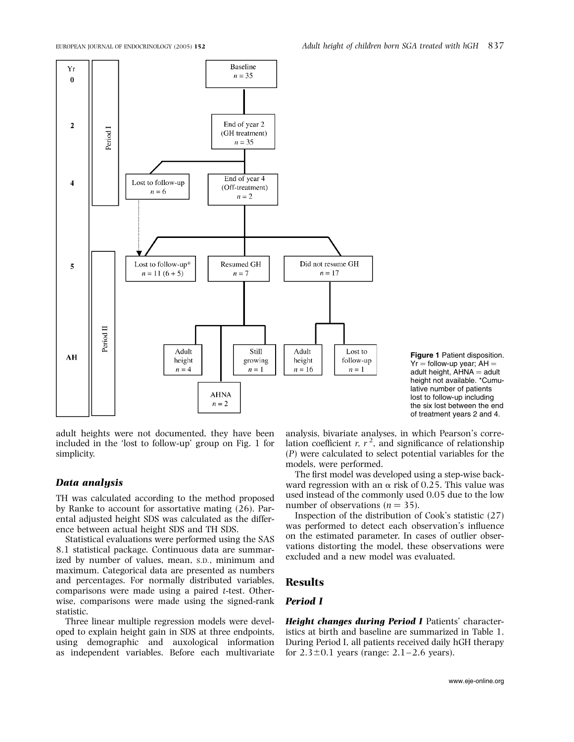Figure 1 Patient disposition. Yr = follow-up year; AH = adult height, AHNA = adult height not available. *Cumulative number of patients lost to follow-up including the six lost between the end of treatment years 2 and 4.

adult heights were not documented, they have been included in the 'lost to follow-up' group on Fig. 1 for simplicity.

### Data analysis

TH was calculated according to the method proposed by Ranke to account for assortative mating (26). Parental adjusted height SDS was calculated as the difference between actual height SDS and TH SDS.

Statistical evaluations were performed using the SAS 8.1 statistical package. Continuous data are summarized by number of values, mean, S.D., minimum and maximum. Categorical data are presented as numbers and percentages. For normally distributed variables, comparisons were made using a paired *t*-test. Otherwise, comparisons were made using the signed-rank statistic.

Three linear multiple regression models were developed to explain height gain in SDS at three endpoints, using demographic and auxological information as independent variables. Before each multivariate analysis, bivariate analyses, in which Pearson's correlation coefficient *r*, $r^2$, and significance of relationship (*P*) were calculated to select potential variables for the models, were performed.

The first model was developed using a step-wise backward regression with an $\alpha$ risk of 0.25. This value was used instead of the commonly used 0.05 due to the low number of observations ($n = 35$).

Inspection of the distribution of Cook's statistic (27) was performed to detect each observation's influence on the estimated parameter. In cases of outlier observations distorting the model, these observations were excluded and a new model was evaluated.

## Results

### Period I

***Height changes during Period I*** Patients' characteristics at birth and baseline are summarized in Table 1. During Period I, all patients received daily hGH therapy for 2.3±0.1 years (range: 2.1–2.6 years).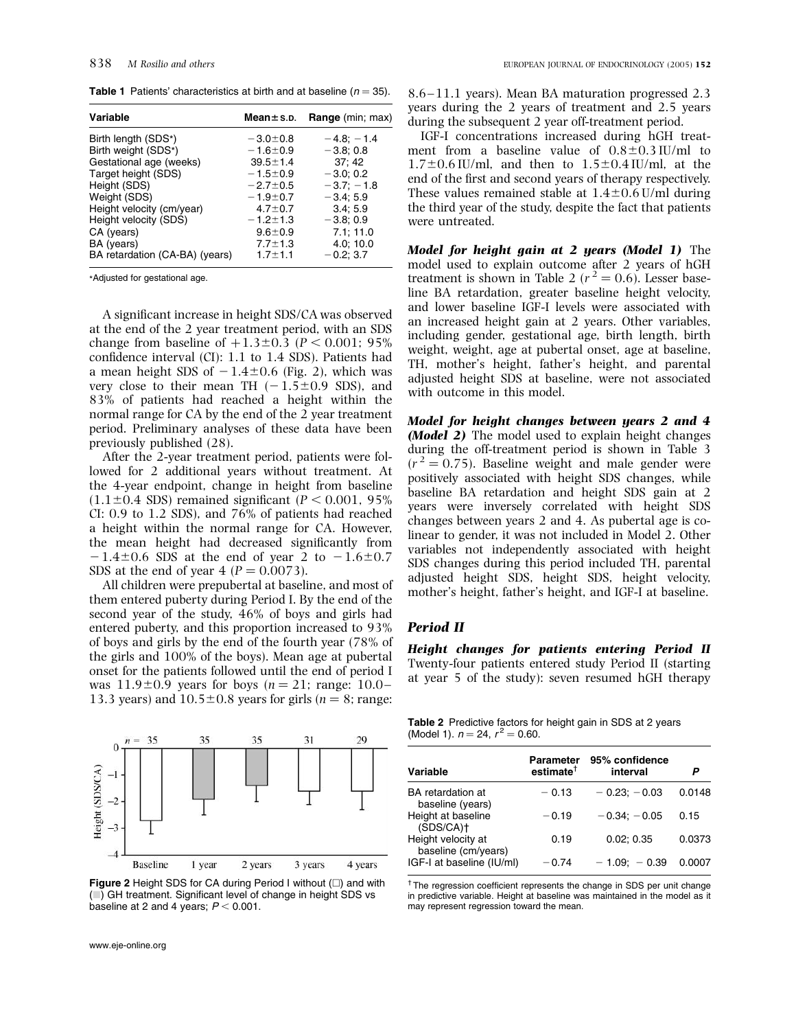**Table 1** Patients' characteristics at birth and at baseline ($n = 35$).

| Variable | Mean ± S.D. | Range (min; max) |
|---|---|---|
| Birth length (SDS*) | −3.0±0.8 | −4.8; −1.4 |
| Birth weight (SDS*) | −1.6±0.9 | −3.8; 0.8 |
| Gestational age (weeks) | 39.5±1.4 | 37; 42 |
| Target height (SDS) | −1.5±0.9 | −3.0; 0.2 |
| Height (SDS) | −2.7±0.5 | −3.7; −1.8 |
| Weight (SDS) | −1.9±0.7 | −3.4; 5.9 |
| Height velocity (cm/year) | 4.7±0.7 | 3.4; 5.9 |
| Height velocity (SDS) | −1.2±1.3 | −3.8; 0.9 |
| CA (years) | 9.6±0.9 | 7.1; 11.0 |
| BA (years) | 7.7±1.3 | 4.0; 10.0 |
| BA retardation (CA-BA) (years) | 1.7±1.1 | −0.2; 3.7 |

*Adjusted for gestational age.

A significant increase in height SDS/CA was observed at the end of the 2 year treatment period, with an SDS change from baseline of +1.3±0.3 ($P < 0.001$; 95% confidence interval (CI): 1.1 to 1.4 SDS). Patients had a mean height SDS of −1.4±0.6 (Fig. 2), which was very close to their mean TH (−1.5±0.9 SDS), and 83% of patients had reached a height within the normal range for CA by the end of the 2 year treatment period. Preliminary analyses of these data have been previously published (28).

After the 2-year treatment period, patients were followed for 2 additional years without treatment. At the 4-year endpoint, change in height from baseline (1.1±0.4 SDS) remained significant ($P < 0.001$, 95% CI: 0.9 to 1.2 SDS), and 76% of patients had reached a height within the normal range for CA. However, the mean height had decreased significantly from −1.4±0.6 SDS at the end of year 2 to −1.6±0.7 SDS at the end of year 4 ($P = 0.0073$).

All children were prepubertal at baseline, and most of them entered puberty during Period I. By the end of the second year of the study, 46% of boys and girls had entered puberty, and this proportion increased to 93% of boys and girls by the end of the fourth year (78% of the girls and 100% of the boys). Mean age at pubertal onset for the patients followed until the end of period I was 11.9±0.9 years for boys ($n = 21$; range: 10.0–13.3 years) and 10.5±0.8 years for girls ($n = 8$; range: 8.6–11.1 years). Mean BA maturation progressed 2.3 years during the 2 years of treatment and 2.5 years during the subsequent 2 year off-treatment period.

IGF-I concentrations increased during hGH treatment from a baseline value of 0.8±0.3 IU/ml to 1.7±0.6 IU/ml, and then to 1.5±0.4 IU/ml, at the end of the first and second years of therapy respectively. These values remained stable at 1.4±0.6 U/ml during the third year of the study, despite the fact that patients were untreated.

Figure 2 Height SDS for CA during Period I without (□) and with (■) GH treatment. Significant level of change in height SDS vs baseline at 2 and 4 years; $P < 0.001$.

***Model for height gain at 2 years (Model 1)*** The model used to explain outcome after 2 years of hGH treatment is shown in Table 2 ($r^2 = 0.6$). Lesser baseline BA retardation, greater baseline height velocity, and lower baseline IGF-I levels were associated with an increased height gain at 2 years. Other variables, including gender, gestational age, birth length, birth weight, weight, age at pubertal onset, age at baseline, TH, mother's height, father's height, and parental adjusted height SDS at baseline, were not associated with outcome in this model.

***Model for height changes between years 2 and 4 (Model 2)*** The model used to explain height changes during the off-treatment period is shown in Table 3 ($r^2 = 0.75$). Baseline weight and male gender were positively associated with height SDS changes, while baseline BA retardation and height SDS gain at 2 years were inversely correlated with height SDS changes between years 2 and 4. As pubertal age is colinear to gender, it was not included in Model 2. Other variables not independently associated with height SDS changes during this period included TH, parental adjusted height SDS, height SDS, height velocity, mother's height, father's height, and IGF-I at baseline.

## Period II

***Height changes for patients entering Period II*** Twenty-four patients entered study Period II (starting at year 5 of the study): seven resumed hGH therapy

**Table 2** Predictive factors for height gain in SDS at 2 years (Model 1). $n = 24$, $r^2 = 0.60$.

| Variable | Parameter estimate† | 95% confidence interval | P |
|---|---|---|---|
| BA retardation at baseline (years) | −0.13 | −0.23; −0.03 | 0.0148 |
| Height at baseline (SDS/CA)† | −0.19 | −0.34; −0.05 | 0.15 |
| Height velocity at baseline (cm/years) | 0.19 | 0.02; 0.35 | 0.0373 |
| IGF-I at baseline (IU/ml) | −0.74 | −1.09; −0.39 | 0.0007 |

† The regression coefficient represents the change in SDS per unit change in predictive variable. Height at baseline was maintained in the model as it may represent regression toward the mean.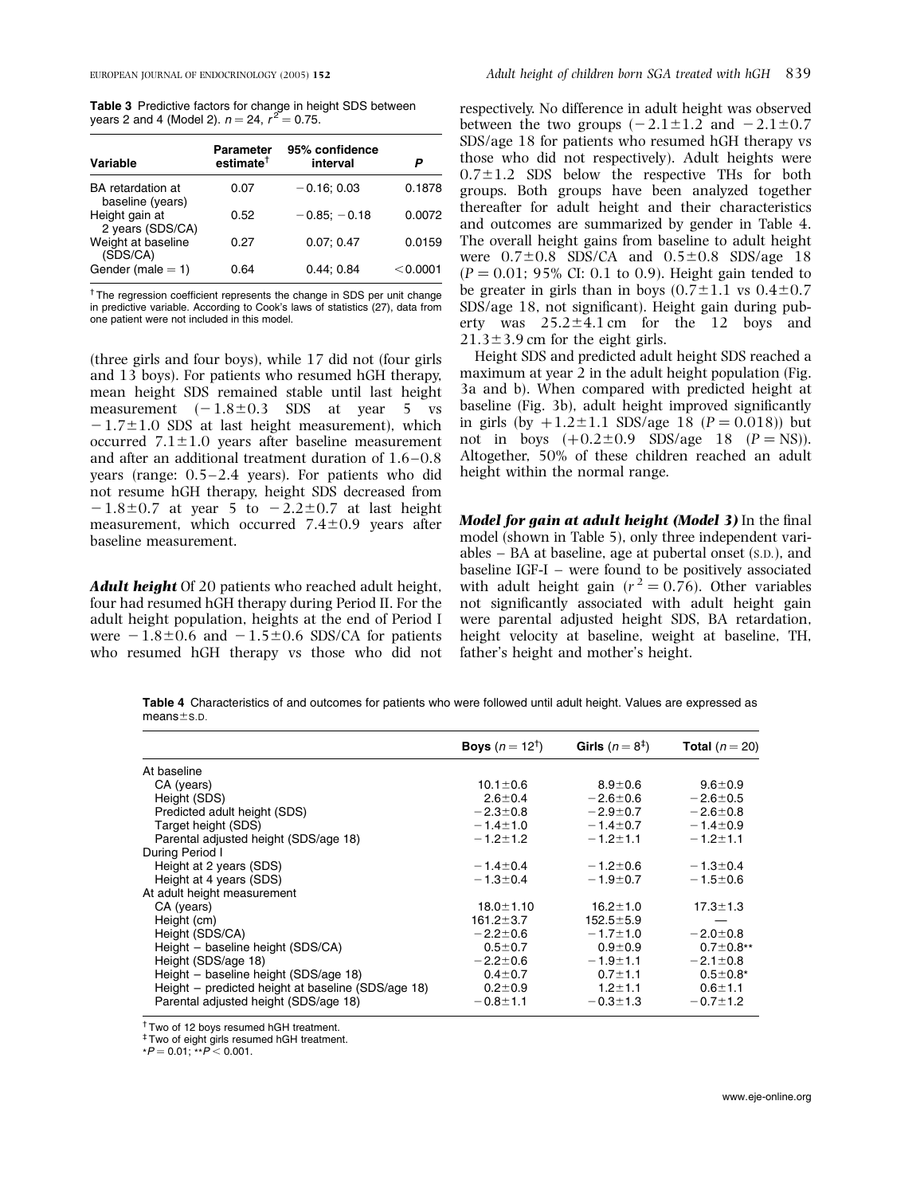**Table 3** Predictive factors for change in height SDS between years 2 and 4 (Model 2). $n = 24$, $r^2 = 0.75$.

| Variable | Parameter estimate† | 95% confidence interval | P |
|---|---|---|---|
| BA retardation at baseline (years) | 0.07 | −0.16; 0.03 | 0.1878 |
| Height gain at 2 years (SDS/CA) | 0.52 | −0.85; −0.18 | 0.0072 |
| Weight at baseline (SDS/CA) | 0.27 | 0.07; 0.47 | 0.0159 |
| Gender (male = 1) | 0.64 | 0.44; 0.84 | <0.0001 |

† The regression coefficient represents the change in SDS per unit change in predictive variable. According to Cook's laws of statistics (27), data from one patient were not included in this model.

(three girls and four boys), while 17 did not (four girls and 13 boys). For patients who resumed hGH therapy, mean height SDS remained stable until last height measurement (−1.8±0.3 SDS at year 5 vs −1.7±1.0 SDS at last height measurement), which occurred 7.1±1.0 years after baseline measurement and after an additional treatment duration of 1.6–0.8 years (range: 0.5–2.4 years). For patients who did not resume hGH therapy, height SDS decreased from −1.8±0.7 at year 5 to −2.2±0.7 at last height measurement, which occurred 7.4±0.9 years after baseline measurement.

***Adult height*** Of 20 patients who reached adult height, four had resumed hGH therapy during Period II. For the adult height population, heights at the end of Period I were −1.8±0.6 and −1.5±0.6 SDS/CA for patients who resumed hGH therapy vs those who did not respectively. No difference in adult height was observed between the two groups (−2.1±1.2 and −2.1±0.7 SDS/age 18 for patients who resumed hGH therapy vs those who did not respectively). Adult heights were 0.7±1.2 SDS below the respective THs for both groups. Both groups have been analyzed together thereafter for adult height and their characteristics and outcomes are summarized by gender in Table 4. The overall height gains from baseline to adult height were 0.7±0.8 SDS/CA and 0.5±0.8 SDS/age 18 ($P = 0.01$; 95% CI: 0.1 to 0.9). Height gain tended to be greater in girls than in boys (0.7±1.1 vs 0.4±0.7 SDS/age 18, not significant). Height gain during puberty was 25.2±4.1 cm for the 12 boys and 21.3±3.9 cm for the eight girls.

Height SDS and predicted adult height SDS reached a maximum at year 2 in the adult height population (Fig. 3a and b). When compared with predicted height at baseline (Fig. 3b), adult height improved significantly in girls (by +1.2±1.1 SDS/age 18 ($P = 0.018$)) but not in boys (+0.2±0.9 SDS/age 18 ($P =$ NS)). Altogether, 50% of these children reached an adult height within the normal range.

***Model for gain at adult height (Model 3)*** In the final model (shown in Table 5), only three independent variables – BA at baseline, age at pubertal onset (S.D.), and baseline IGF-I – were found to be positively associated with adult height gain ($r^2 = 0.76$). Other variables not significantly associated with adult height gain were parental adjusted height SDS, BA retardation, height velocity at baseline, weight at baseline, TH, father's height and mother's height.

**Table 4** Characteristics of and outcomes for patients who were followed until adult height. Values are expressed as means±S.D.

| | Boys ($n = 12$†) | Girls ($n = 8$‡) | Total ($n = 20$) |
|---|---|---|---|
| At baseline | | | |
| CA (years) | 10.1±0.6 | 8.9±0.6 | 9.6±0.9 |
| Height (SDS) | 2.6±0.4 | −2.6±0.6 | −2.6±0.5 |
| Predicted adult height (SDS) | −2.3±0.8 | −2.9±0.7 | −2.6±0.8 |
| Target height (SDS) | −1.4±1.0 | −1.4±0.7 | −1.4±0.9 |
| Parental adjusted height (SDS/age 18) | −1.2±1.2 | −1.2±1.1 | −1.2±1.1 |
| During Period I | | | |
| Height at 2 years (SDS) | −1.4±0.4 | −1.2±0.6 | −1.3±0.4 |
| Height at 4 years (SDS) | −1.3±0.4 | −1.9±0.7 | −1.5±0.6 |
| At adult height measurement | | | |
| CA (years) | 18.0±1.10 | 16.2±1.0 | 17.3±1.3 |
| Height (cm) | 161.2±3.7 | 152.5±5.9 | — |
| Height (SDS/CA) | −2.2±0.6 | −1.7±1.0 | −2.0±0.8 |
| Height − baseline height (SDS/CA) | 0.5±0.7 | 0.9±0.9 | 0.7±0.8** |
| Height (SDS/age 18) | −2.2±0.6 | −1.9±1.1 | −2.1±0.8 |
| Height − baseline height (SDS/age 18) | 0.4±0.7 | 0.7±1.1 | 0.5±0.8* |
| Height − predicted height at baseline (SDS/age 18) | 0.2±0.9 | 1.2±1.1 | 0.6±1.1 |
| Parental adjusted height (SDS/age 18) | −0.8±1.1 | −0.3±1.3 | −0.7±1.2 |

† Two of 12 boys resumed hGH treatment.
‡ Two of eight girls resumed hGH treatment.
*$P = 0.01$; **$P < 0.001$.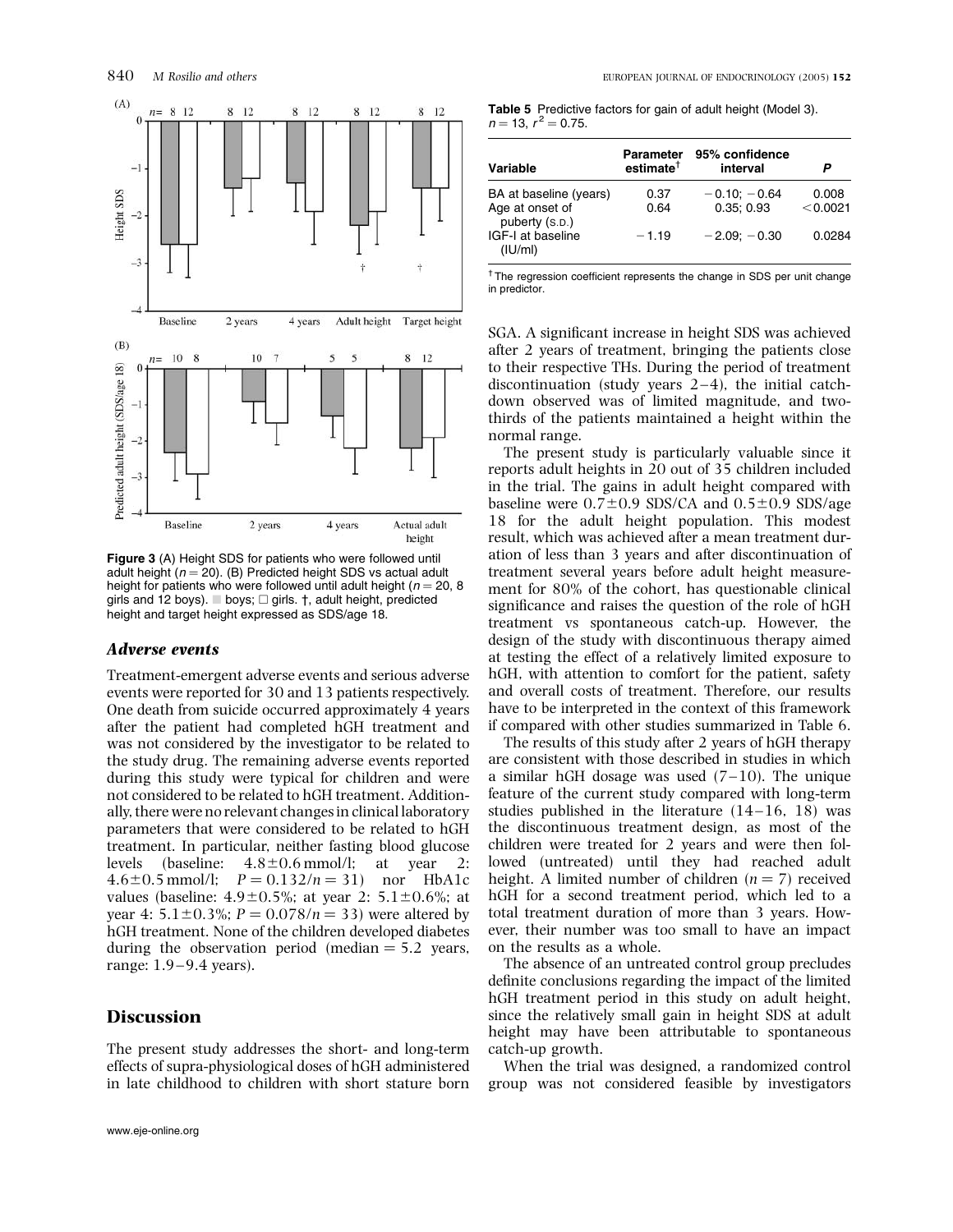**Figure 3** (A) Height SDS for patients who were followed until adult height ($n = 20$). (B) Predicted height SDS vs actual adult height for patients who were followed until adult height ($n = 20$, 8 girls and 12 boys). ■ boys; □ girls. †, adult height, predicted height and target height expressed as SDS/age 18.

**Table 5** Predictive factors for gain of adult height (Model 3). $n = 13$, $r^2 = 0.75$.

| Variable | Parameter estimate[†] | 95% confidence interval | P |
|---|---|---|---|
| BA at baseline (years) | 0.37 | −0.10; −0.64 | 0.008 |
| Age at onset of puberty (S.D.) | 0.64 | 0.35; 0.93 | <0.0021 |
| IGF-I at baseline (IU/ml) | −1.19 | −2.09; −0.30 | 0.0284 |

[†] The regression coefficient represents the change in SDS per unit change in predictor.

### *Adverse events*

Treatment-emergent adverse events and serious adverse events were reported for 30 and 13 patients respectively. One death from suicide occurred approximately 4 years after the patient had completed hGH treatment and was not considered by the investigator to be related to the study drug. The remaining adverse events reported during this study were typical for children and were not considered to be related to hGH treatment. Additionally, there were no relevant changes in clinical laboratory parameters that were considered to be related to hGH treatment. In particular, neither fasting blood glucose levels (baseline: 4.8±0.6 mmol/l; at year 2: 4.6±0.5 mmol/l; $P = 0.132/n = 31$) nor HbA1c values (baseline: 4.9±0.5%; at year 2: 5.1±0.6%; at year 4: 5.1±0.3%; $P = 0.078/n = 33$) were altered by hGH treatment. None of the children developed diabetes during the observation period (median = 5.2 years, range: 1.9–9.4 years).

## Discussion

The present study addresses the short- and long-term effects of supra-physiological doses of hGH administered in late childhood to children with short stature born SGA. A significant increase in height SDS was achieved after 2 years of treatment, bringing the patients close to their respective THs. During the period of treatment discontinuation (study years 2–4), the initial catch-down observed was of limited magnitude, and two-thirds of the patients maintained a height within the normal range.

The present study is particularly valuable since it reports adult heights in 20 out of 35 children included in the trial. The gains in adult height compared with baseline were 0.7±0.9 SDS/CA and 0.5±0.9 SDS/age 18 for the adult height population. This modest result, which was achieved after a mean treatment duration of less than 3 years and after discontinuation of treatment several years before adult height measurement for 80% of the cohort, has questionable clinical significance and raises the question of the role of hGH treatment vs spontaneous catch-up. However, the design of the study with discontinuous therapy aimed at testing the effect of a relatively limited exposure to hGH, with attention to comfort for the patient, safety and overall costs of treatment. Therefore, our results have to be interpreted in the context of this framework if compared with other studies summarized in Table 6.

The results of this study after 2 years of hGH therapy are consistent with those described in studies in which a similar hGH dosage was used (7–10). The unique feature of the current study compared with long-term studies published in the literature (14–16, 18) was the discontinuous treatment design, as most of the children were treated for 2 years and were then followed (untreated) until they had reached adult height. A limited number of children ($n = 7$) received hGH for a second treatment period, which led to a total treatment duration of more than 3 years. However, their number was too small to have an impact on the results as a whole.

The absence of an untreated control group precludes definite conclusions regarding the impact of the limited hGH treatment period in this study on adult height, since the relatively small gain in height SDS at adult height may have been attributable to spontaneous catch-up growth.

When the trial was designed, a randomized control group was not considered feasible by investigators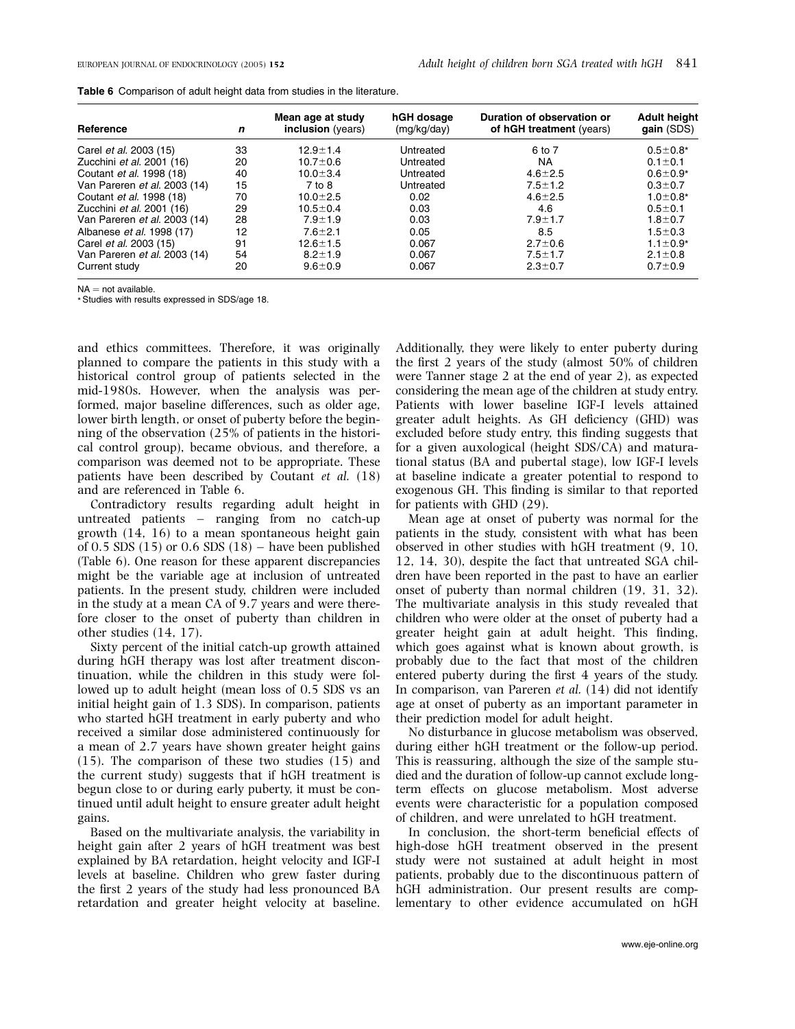**Table 6** Comparison of adult height data from studies in the literature.

| Reference | *n* | Mean age at study **inclusion** (years) | hGH dosage (mg/kg/day) | Duration of observation or **of hGH treatment** (years) | Adult height **gain** (SDS) |
|---|---|---|---|---|---|
| Carel *et al.* 2003 (15) | 33 | 12.9±1.4 | Untreated | 6 to 7 | 0.5±0.8* |
| Zucchini *et al.* 2001 (16) | 20 | 10.7±0.6 | Untreated | NA | 0.1±0.1 |
| Coutant *et al.* 1998 (18) | 40 | 10.0±3.4 | Untreated | 4.6±2.5 | 0.6±0.9* |
| Van Pareren *et al.* 2003 (14) | 15 | 7 to 8 | Untreated | 7.5±1.2 | 0.3±0.7 |
| Coutant *et al.* 1998 (18) | 70 | 10.0±2.5 | 0.02 | 4.6±2.5 | 1.0±0.8* |
| Zucchini *et al.* 2001 (16) | 29 | 10.5±0.4 | 0.03 | 4.6 | 0.5±0.1 |
| Van Pareren *et al.* 2003 (14) | 28 | 7.9±1.9 | 0.03 | 7.9±1.7 | 1.8±0.7 |
| Albanese *et al.* 1998 (17) | 12 | 7.6±2.1 | 0.05 | 8.5 | 1.5±0.3 |
| Carel *et al.* 2003 (15) | 91 | 12.6±1.5 | 0.067 | 2.7±0.6 | 1.1±0.9* |
| Van Pareren *et al.* 2003 (14) | 54 | 8.2±1.9 | 0.067 | 7.5±1.7 | 2.1±0.8 |
| Current study | 20 | 9.6±0.9 | 0.067 | 2.3±0.7 | 0.7±0.9 |

NA = not available.
* Studies with results expressed in SDS/age 18.

and ethics committees. Therefore, it was originally planned to compare the patients in this study with a historical control group of patients selected in the mid-1980s. However, when the analysis was performed, major baseline differences, such as older age, lower birth length, or onset of puberty before the beginning of the observation (25% of patients in the historical control group), became obvious, and therefore, a comparison was deemed not to be appropriate. These patients have been described by Coutant *et al.* (18) and are referenced in Table 6.

Contradictory results regarding adult height in untreated patients – ranging from no catch-up growth (14, 16) to a mean spontaneous height gain of 0.5 SDS (15) or 0.6 SDS (18) – have been published (Table 6). One reason for these apparent discrepancies might be the variable age at inclusion of untreated patients. In the present study, children were included in the study at a mean CA of 9.7 years and were therefore closer to the onset of puberty than children in other studies (14, 17).

Sixty percent of the initial catch-up growth attained during hGH therapy was lost after treatment discontinuation, while the children in this study were followed up to adult height (mean loss of 0.5 SDS vs an initial height gain of 1.3 SDS). In comparison, patients who started hGH treatment in early puberty and who received a similar dose administered continuously for a mean of 2.7 years have shown greater height gains (15). The comparison of these two studies (15) and the current study) suggests that if hGH treatment is begun close to or during early puberty, it must be continued until adult height to ensure greater adult height gains.

Based on the multivariate analysis, the variability in height gain after 2 years of hGH treatment was best explained by BA retardation, height velocity and IGF-I levels at baseline. Children who grew faster during the first 2 years of the study had less pronounced BA retardation and greater height velocity at baseline. Additionally, they were likely to enter puberty during the first 2 years of the study (almost 50% of children were Tanner stage 2 at the end of year 2), as expected considering the mean age of the children at study entry. Patients with lower baseline IGF-I levels attained greater adult heights. As GH deficiency (GHD) was excluded before study entry, this finding suggests that for a given auxological (height SDS/CA) and maturational status (BA and pubertal stage), low IGF-I levels at baseline indicate a greater potential to respond to exogenous GH. This finding is similar to that reported for patients with GHD (29).

Mean age at onset of puberty was normal for the patients in the study, consistent with what has been observed in other studies with hGH treatment (9, 10, 12, 14, 30), despite the fact that untreated SGA children have been reported in the past to have an earlier onset of puberty than normal children (19, 31, 32). The multivariate analysis in this study revealed that children who were older at the onset of puberty had a greater height gain at adult height. This finding, which goes against what is known about growth, is probably due to the fact that most of the children entered puberty during the first 4 years of the study. In comparison, van Pareren *et al.* (14) did not identify age at onset of puberty as an important parameter in their prediction model for adult height.

No disturbance in glucose metabolism was observed, during either hGH treatment or the follow-up period. This is reassuring, although the size of the sample studied and the duration of follow-up cannot exclude long-term effects on glucose metabolism. Most adverse events were characteristic for a population composed of children, and were unrelated to hGH treatment.

In conclusion, the short-term beneficial effects of high-dose hGH treatment observed in the present study were not sustained at adult height in most patients, probably due to the discontinuous pattern of hGH administration. Our present results are complementary to other evidence accumulated on hGH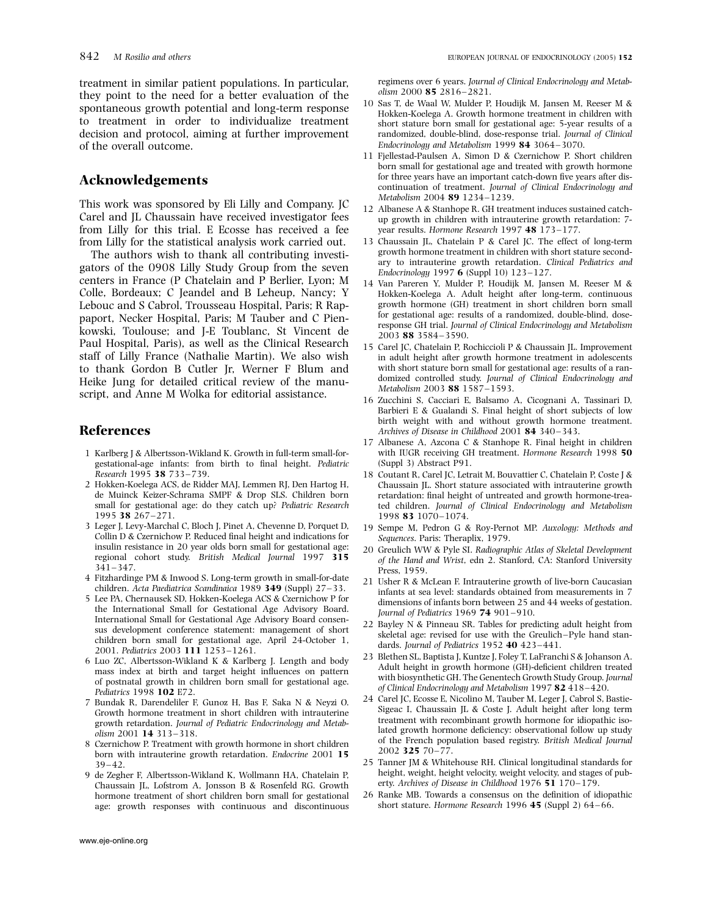treatment in similar patient populations. In particular, they point to the need for a better evaluation of the spontaneous growth potential and long-term response to treatment in order to individualize treatment decision and protocol, aiming at further improvement of the overall outcome.

## Acknowledgements

This work was sponsored by Eli Lilly and Company. JC Carel and JL Chaussain have received investigator fees from Lilly for this trial. E Ecosse has received a fee from Lilly for the statistical analysis work carried out.

The authors wish to thank all contributing investigators of the 0908 Lilly Study Group from the seven centers in France (P Chatelain and P Berlier, Lyon; M Colle, Bordeaux; C Jeandel and B Leheup, Nancy; Y Lebouc and S Cabrol, Trousseau Hospital, Paris; R Rappaport, Necker Hospital, Paris; M Tauber and C Pienkowski, Toulouse; and J-E Toublanc, St Vincent de Paul Hospital, Paris), as well as the Clinical Research staff of Lilly France (Nathalie Martin). We also wish to thank Gordon B Cutler Jr, Werner F Blum and Heike Jung for detailed critical review of the manuscript, and Anne M Wolka for editorial assistance.

## References

1. Karlberg J & Albertsson-Wikland K. Growth in full-term small-for-gestational-age infants: from birth to final height. *Pediatric Research* 1995 **38** 733–739.
2. Hokken-Koelega ACS, de Ridder MAJ, Lemmen RJ, Den Hartog H, de Muinck Keizer-Schrama SMPF & Drop SLS. Children born small for gestational age: do they catch up? *Pediatric Research* 1995 **38** 267–271.
3. Leger J, Levy-Marchal C, Bloch J, Pinet A, Chevenne D, Porquet D, Collin D & Czernichow P. Reduced final height and indications for insulin resistance in 20 year olds born small for gestational age: regional cohort study. *British Medical Journal* 1997 **315** 341–347.
4. Fitzhardinge PM & Inwood S. Long-term growth in small-for-date children. *Acta Paediatrica Scandinaica* 1989 **349** (Suppl) 27–33.
5. Lee PA, Chernausek SD, Hokken-Koelega ACS & Czernichow P for the International Small for Gestational Age Advisory Board. International Small for Gestational Age Advisory Board consensus development conference statement: management of short children born small for gestational age, April 24-October 1, 2001. *Pediatrics* 2003 **111** 1253–1261.
6. Luo ZC, Albertsson-Wikland K & Karlberg J. Length and body mass index at birth and target height influences on pattern of postnatal growth in children born small for gestational age. *Pediatrics* 1998 **102** E72.
7. Bundak R, Darendeliler F, Gunoz H, Bas F, Saka N & Neyzi O. Growth hormone treatment in short children with intrauterine growth retardation. *Journal of Pediatric Endocrinology and Metabolism* 2001 **14** 313–318.
8. Czernichow P. Treatment with growth hormone in short children born with intrauterine growth retardation. *Endocrine* 2001 **15** 39–42.
9. de Zegher F, Albertsson-Wikland K, Wollmann HA, Chatelain P, Chaussain JL, Lofstrom A, Jonsson B & Rosenfeld RG. Growth hormone treatment of short children born small for gestational age: growth responses with continuous and discontinuous regimens over 6 years. *Journal of Clinical Endocrinology and Metabolism* 2000 **85** 2816–2821.
10. Sas T, de Waal W, Mulder P, Houdijk M, Jansen M, Reeser M & Hokken-Koelega A. Growth hormone treatment in children with short stature born small for gestational age: 5-year results of a randomized, double-blind, dose-response trial. *Journal of Clinical Endocrinology and Metabolism* 1999 **84** 3064–3070.
11. Fjellestad-Paulsen A, Simon D & Czernichow P. Short children born small for gestational age and treated with growth hormone for three years have an important catch-down five years after discontinuation of treatment. *Journal of Clinical Endocrinology and Metabolism* 2004 **89** 1234–1239.
12. Albanese A & Stanhope R. GH treatment induces sustained catch-up growth in children with intrauterine growth retardation: 7-year results. *Hormone Research* 1997 **48** 173–177.
13. Chaussain JL, Chatelain P & Carel JC. The effect of long-term growth hormone treatment in children with short stature secondary to intrauterine growth retardation. *Clinical Pediatrics and Endocrinology* 1997 **6** (Suppl 10) 123–127.
14. Van Pareren Y, Mulder P, Houdijk M, Jansen M, Reeser M & Hokken-Koelega A. Adult height after long-term, continuous growth hormone (GH) treatment in short children born small for gestational age: results of a randomized, double-blind, dose-response GH trial. *Journal of Clinical Endocrinology and Metabolism* 2003 **88** 3584–3590.
15. Carel JC, Chatelain P, Rochiccioli P & Chaussain JL. Improvement in adult height after growth hormone treatment in adolescents with short stature born small for gestational age: results of a randomized controlled study. *Journal of Clinical Endocrinology and Metabolism* 2003 **88** 1587–1593.
16. Zucchini S, Cacciari E, Balsamo A, Cicognani A, Tassinari D, Barbieri E & Gualandi S. Final height of short subjects of low birth weight with and without growth hormone treatment. *Archives of Disease in Childhood* 2001 **84** 340–343.
17. Albanese A, Azcona C & Stanhope R. Final height in children with IUGR receiving GH treatment. *Hormone Research* 1998 **50** (Suppl 3) Abstract P91.
18. Coutant R, Carel JC, Letrait M, Bouvattier C, Chatelain P, Coste J & Chaussain JL. Short stature associated with intrauterine growth retardation: final height of untreated and growth hormone-treated children. *Journal of Clinical Endocrinology and Metabolism* 1998 **83** 1070–1074.
19. Sempe M, Pedron G & Roy-Pernot MP. *Auxology: Methods and Sequences*. Paris: Theraplix, 1979.
20. Greulich WW & Pyle SI. *Radiographic Atlas of Skeletal Development of the Hand and Wrist*, edn 2. Stanford, CA: Stanford University Press, 1959.
21. Usher R & McLean F. Intrauterine growth of live-born Caucasian infants at sea level: standards obtained from measurements in 7 dimensions of infants born between 25 and 44 weeks of gestation. *Journal of Pediatrics* 1969 **74** 901–910.
22. Bayley N & Pinneau SR. Tables for predicting adult height from skeletal age: revised for use with the Greulich–Pyle hand standards. *Journal of Pediatrics* 1952 **40** 423–441.
23. Blethen SL, Baptista J, Kuntze J, Foley T, LaFranchi S & Johanson A. Adult height in growth hormone (GH)-deficient children treated with biosynthetic GH. The Genentech Growth Study Group. *Journal of Clinical Endocrinology and Metabolism* 1997 **82** 418–420.
24. Carel JC, Ecosse E, Nicolino M, Tauber M, Leger J, Cabrol S, Bastie-Sigeac I, Chaussain JL & Coste J. Adult height after long term treatment with recombinant growth hormone for idiopathic isolated growth hormone deficiency: observational follow up study of the French population based registry. *British Medical Journal* 2002 **325** 70–77.
25. Tanner JM & Whitehouse RH. Clinical longitudinal standards for height, weight, height velocity, weight velocity, and stages of puberty. *Archives of Disease in Childhood* 1976 **51** 170–179.
26. Ranke MB. Towards a consensus on the definition of idiopathic short stature. *Hormone Research* 1996 **45** (Suppl 2) 64–66.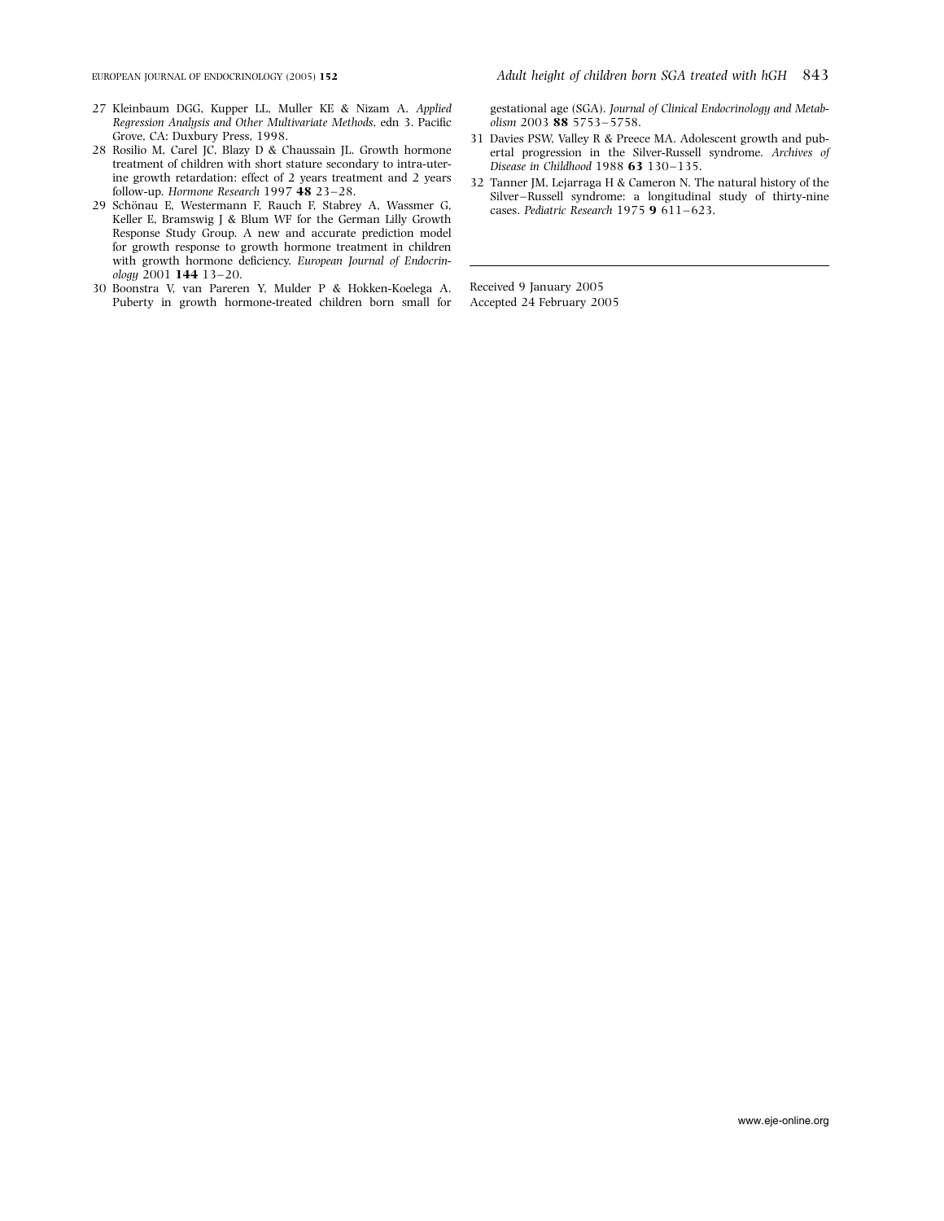27 Kleinbaum DGG, Kupper LL, Muller KE & Nizam A. *Applied Regression Analysis and Other Multivariate Methods*, edn 3. Pacific Grove, CA: Duxbury Press, 1998.

28 Rosilio M, Carel JC, Blazy D & Chaussain JL. Growth hormone treatment of children with short stature secondary to intra-uterine growth retardation: effect of 2 years treatment and 2 years follow-up. *Hormone Research* 1997 **48** 23–28.

29 Schönau E, Westermann F, Rauch F, Stabrey A, Wassmer G, Keller E, Bramswig J & Blum WF for the German Lilly Growth Response Study Group. A new and accurate prediction model for growth response to growth hormone treatment in children with growth hormone deficiency. *European Journal of Endocrinology* 2001 **144** 13–20.

30 Boonstra V, van Pareren Y, Mulder P & Hokken-Koelega A. Puberty in growth hormone-treated children born small for gestational age (SGA). *Journal of Clinical Endocrinology and Metabolism* 2003 **88** 5753–5758.

31 Davies PSW, Valley R & Preece MA. Adolescent growth and pubertal progression in the Silver-Russell syndrome. *Archives of Disease in Childhood* 1988 **63** 130–135.

32 Tanner JM, Lejarraga H & Cameron N. The natural history of the Silver–Russell syndrome: a longitudinal study of thirty-nine cases. *Pediatric Research* 1975 **9** 611–623.

---

Received 9 January 2005
Accepted 24 February 2005